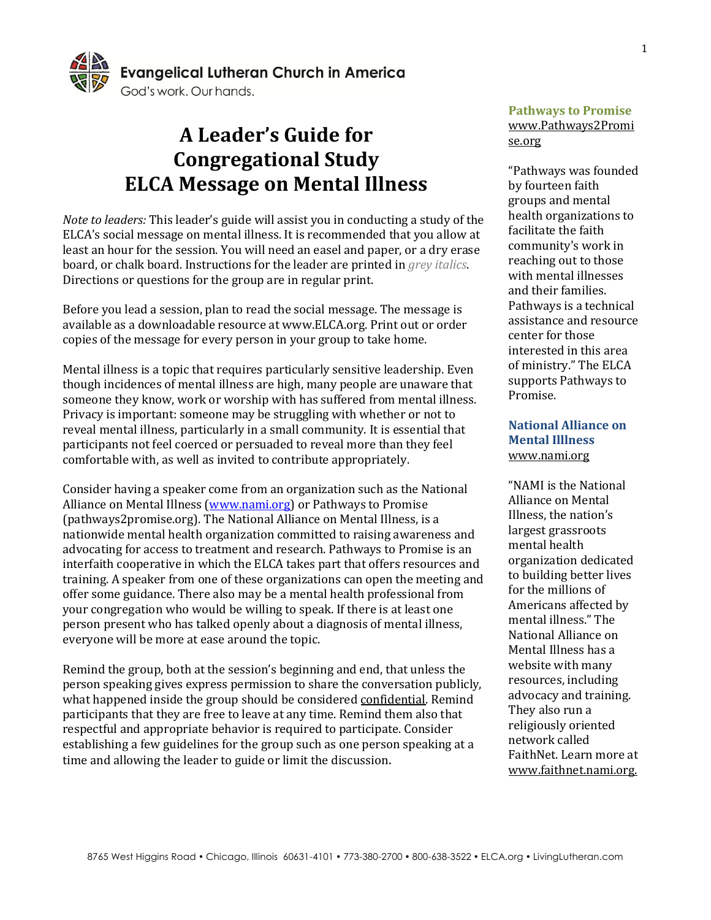Evangelical Lutheran Church in America
God's work. Our hands.

# A Leader's Guide for Congregational Study ELCA Message on Mental Illness

*Note to leaders:* This leader's guide will assist you in conducting a study of the ELCA's social message on mental illness. It is recommended that you allow at least an hour for the session. You will need an easel and paper, or a dry erase board, or chalk board. Instructions for the leader are printed in *grey italics*. Directions or questions for the group are in regular print.

Before you lead a session, plan to read the social message. The message is available as a downloadable resource at www.ELCA.org. Print out or order copies of the message for every person in your group to take home.

Mental illness is a topic that requires particularly sensitive leadership. Even though incidences of mental illness are high, many people are unaware that someone they know, work or worship with has suffered from mental illness. Privacy is important: someone may be struggling with whether or not to reveal mental illness, particularly in a small community. It is essential that participants not feel coerced or persuaded to reveal more than they feel comfortable with, as well as invited to contribute appropriately.

Consider having a speaker come from an organization such as the National Alliance on Mental Illness (www.nami.org) or Pathways to Promise (pathways2promise.org). The National Alliance on Mental Illness, is a nationwide mental health organization committed to raising awareness and advocating for access to treatment and research. Pathways to Promise is an interfaith cooperative in which the ELCA takes part that offers resources and training. A speaker from one of these organizations can open the meeting and offer some guidance. There also may be a mental health professional from your congregation who would be willing to speak. If there is at least one person present who has talked openly about a diagnosis of mental illness, everyone will be more at ease around the topic.

Remind the group, both at the session's beginning and end, that unless the person speaking gives express permission to share the conversation publicly, what happened inside the group should be considered confidential. Remind participants that they are free to leave at any time. Remind them also that respectful and appropriate behavior is required to participate. Consider establishing a few guidelines for the group such as one person speaking at a time and allowing the leader to guide or limit the discussion.

**Pathways to Promise**
www.Pathways2Promise.org

"Pathways was founded by fourteen faith groups and mental health organizations to facilitate the faith community's work in reaching out to those with mental illnesses and their families. Pathways is a technical assistance and resource center for those interested in this area of ministry." The ELCA supports Pathways to Promise.

**National Alliance on Mental Illness**
www.nami.org

"NAMI is the National Alliance on Mental Illness, the nation's largest grassroots mental health organization dedicated to building better lives for the millions of Americans affected by mental illness." The National Alliance on Mental Illness has a website with many resources, including advocacy and training. They also run a religiously oriented network called FaithNet. Learn more at www.faithnet.nami.org.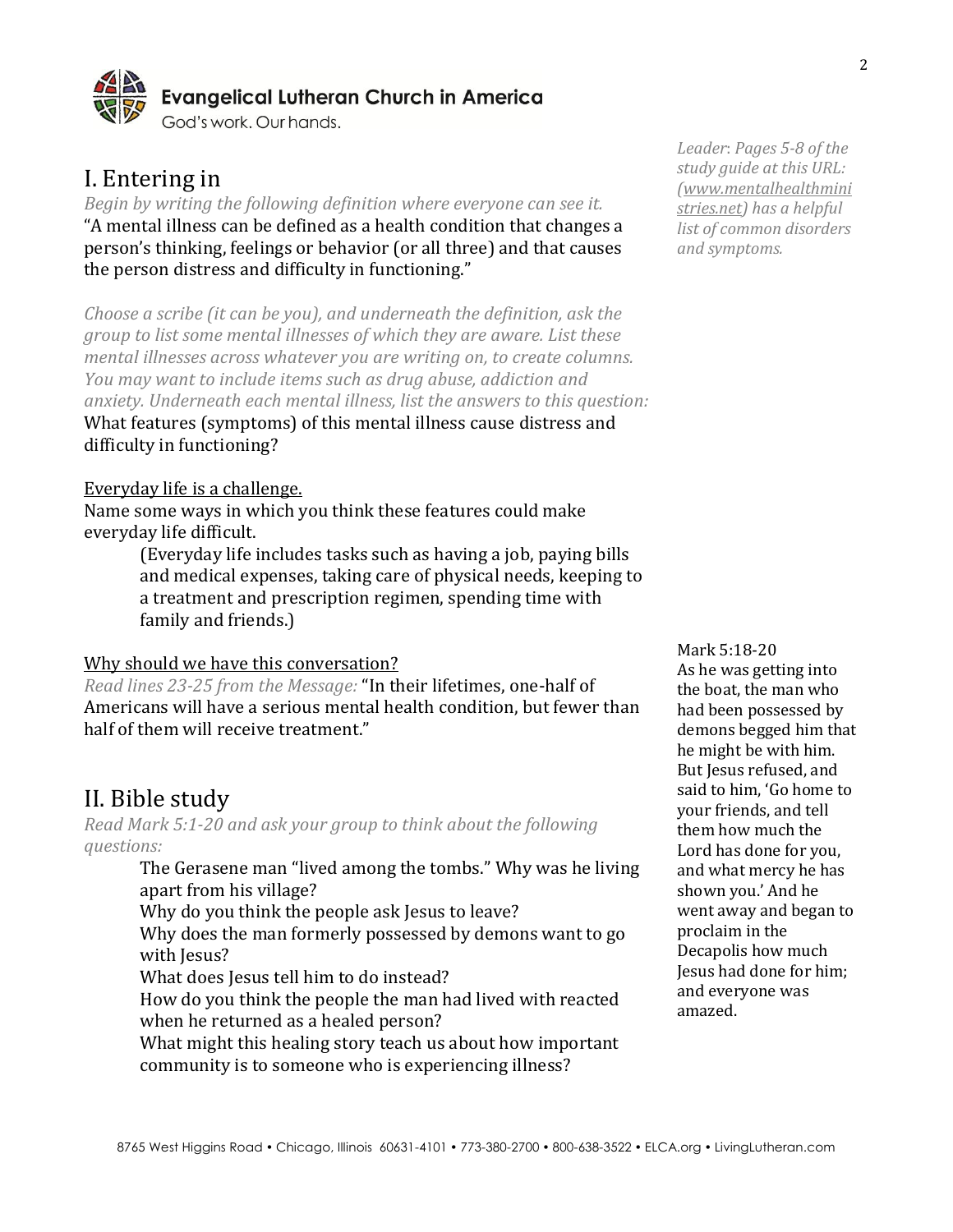**Evangelical Lutheran Church in America**
God's work. Our hands.

## I. Entering in

*Begin by writing the following definition where everyone can see it.*
"A mental illness can be defined as a health condition that changes a person's thinking, feelings or behavior (or all three) and that causes the person distress and difficulty in functioning."

*Leader: Pages 5-8 of the study guide at this URL: ([www.mentalhealthministries.net](http://www.mentalhealthministries.net)) has a helpful list of common disorders and symptoms.*

*Choose a scribe (it can be you), and underneath the definition, ask the group to list some mental illnesses of which they are aware. List these mental illnesses across whatever you are writing on, to create columns. You may want to include items such as drug abuse, addiction and anxiety. Underneath each mental illness, list the answers to this question:*
What features (symptoms) of this mental illness cause distress and difficulty in functioning?

<u>Everyday life is a challenge.</u>
Name some ways in which you think these features could make everyday life difficult.

> (Everyday life includes tasks such as having a job, paying bills and medical expenses, taking care of physical needs, keeping to a treatment and prescription regimen, spending time with family and friends.)

<u>Why should we have this conversation?</u>
*Read lines 23-25 from the Message:* "In their lifetimes, one-half of Americans will have a serious mental health condition, but fewer than half of them will receive treatment."

## II. Bible study

*Read Mark 5:1-20 and ask your group to think about the following questions:*

> The Gerasene man "lived among the tombs." Why was he living apart from his village?
> Why do you think the people ask Jesus to leave?
> Why does the man formerly possessed by demons want to go with Jesus?
> What does Jesus tell him to do instead?
> How do you think the people the man had lived with reacted when he returned as a healed person?
> What might this healing story teach us about how important community is to someone who is experiencing illness?

Mark 5:18-20
As he was getting into the boat, the man who had been possessed by demons begged him that he might be with him. But Jesus refused, and said to him, 'Go home to your friends, and tell them how much the Lord has done for you, and what mercy he has shown you.' And he went away and began to proclaim in the Decapolis how much Jesus had done for him; and everyone was amazed.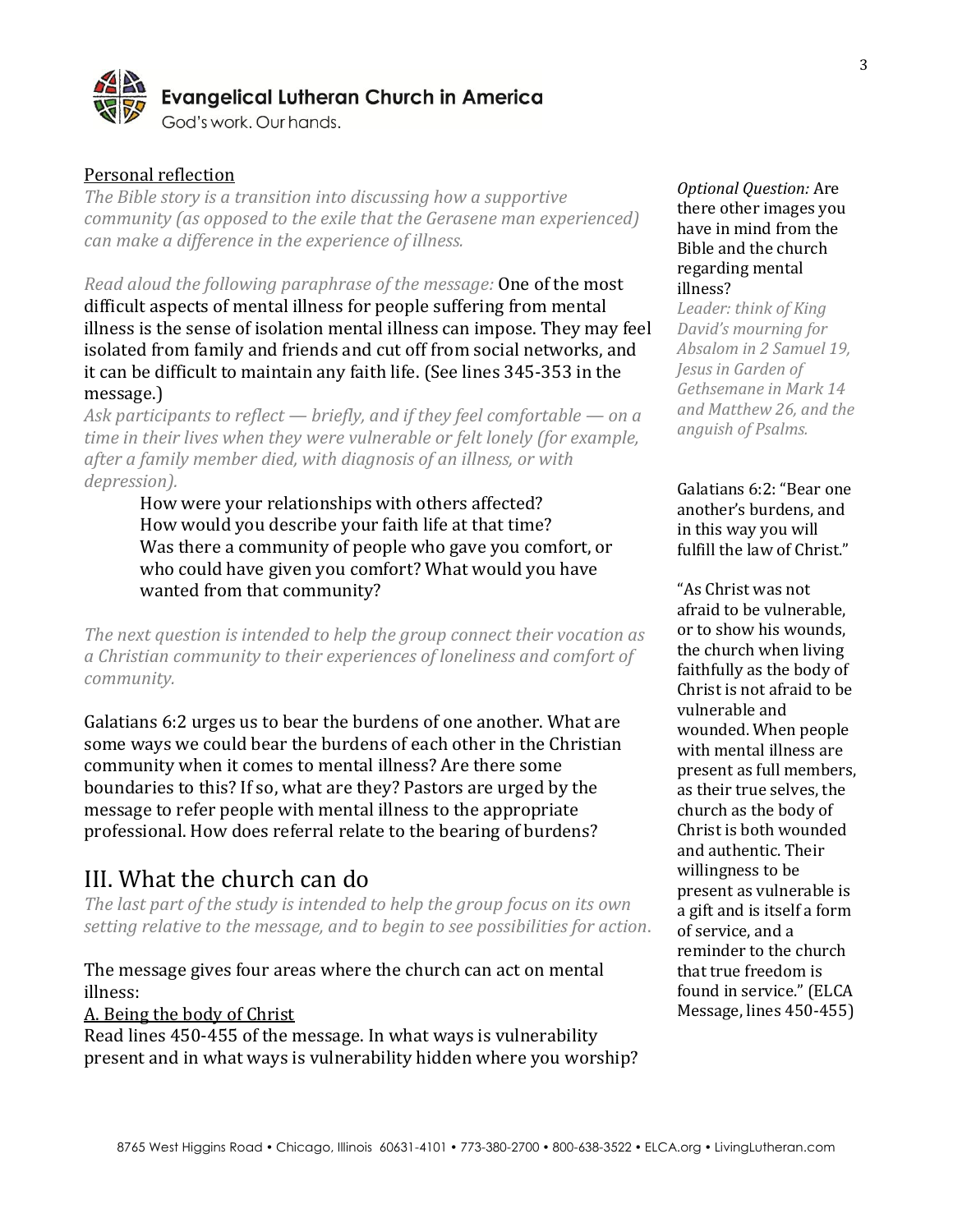## Personal reflection

*The Bible story is a transition into discussing how a supportive community (as opposed to the exile that the Gerasene man experienced) can make a difference in the experience of illness.*

*Read aloud the following paraphrase of the message:* One of the most difficult aspects of mental illness for people suffering from mental illness is the sense of isolation mental illness can impose. They may feel isolated from family and friends and cut off from social networks, and it can be difficult to maintain any faith life. (See lines 345-353 in the message.)

*Ask participants to reflect — briefly, and if they feel comfortable — on a time in their lives when they were vulnerable or felt lonely (for example, after a family member died, with diagnosis of an illness, or with depression).*

> How were your relationships with others affected?
> How would you describe your faith life at that time?
> Was there a community of people who gave you comfort, or who could have given you comfort? What would you have wanted from that community?

*Optional Question:* Are there other images you have in mind from the Bible and the church regarding mental illness?
*Leader: think of King David's mourning for Absalom in 2 Samuel 19, Jesus in Garden of Gethsemane in Mark 14 and Matthew 26, and the anguish of Psalms.*

*The next question is intended to help the group connect their vocation as a Christian community to their experiences of loneliness and comfort of community.*

Galatians 6:2 urges us to bear the burdens of one another. What are some ways we could bear the burdens of each other in the Christian community when it comes to mental illness? Are there some boundaries to this? If so, what are they? Pastors are urged by the message to refer people with mental illness to the appropriate professional. How does referral relate to the bearing of burdens?

Galatians 6:2: "Bear one another's burdens, and in this way you will fulfill the law of Christ."

# III. What the church can do

*The last part of the study is intended to help the group focus on its own setting relative to the message, and to begin to see possibilities for action.*

The message gives four areas where the church can act on mental illness:

A. Being the body of Christ

Read lines 450-455 of the message. In what ways is vulnerability present and in what ways is vulnerability hidden where you worship?

"As Christ was not afraid to be vulnerable, or to show his wounds, the church when living faithfully as the body of Christ is not afraid to be vulnerable and wounded. When people with mental illness are present as full members, as their true selves, the church as the body of Christ is both wounded and authentic. Their willingness to be present as vulnerable is a gift and is itself a form of service, and a reminder to the church that true freedom is found in service." (ELCA Message, lines 450-455)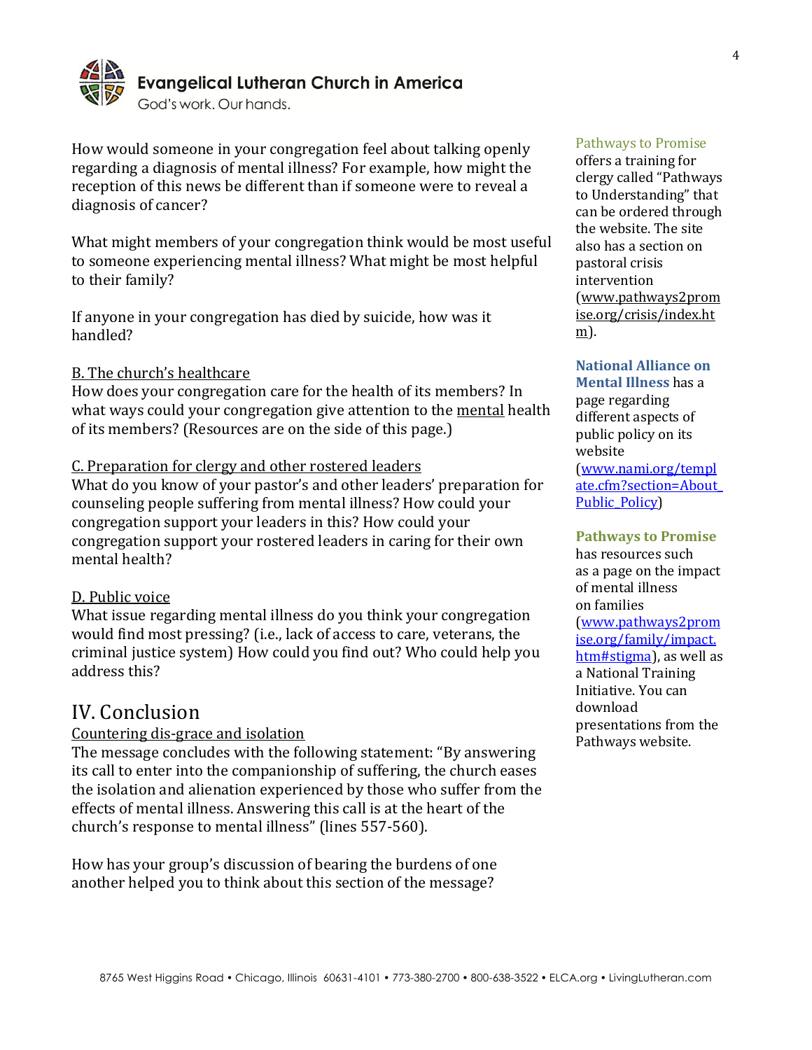How would someone in your congregation feel about talking openly regarding a diagnosis of mental illness? For example, how might the reception of this news be different than if someone were to reveal a diagnosis of cancer?

What might members of your congregation think would be most useful to someone experiencing mental illness? What might be most helpful to their family?

If anyone in your congregation has died by suicide, how was it handled?

B. The church's healthcare

How does your congregation care for the health of its members? In what ways could your congregation give attention to the mental health of its members? (Resources are on the side of this page.)

C. Preparation for clergy and other rostered leaders

What do you know of your pastor's and other leaders' preparation for counseling people suffering from mental illness? How could your congregation support your leaders in this? How could your congregation support your rostered leaders in caring for their own mental health?

D. Public voice

What issue regarding mental illness do you think your congregation would find most pressing? (i.e., lack of access to care, veterans, the criminal justice system) How could you find out? Who could help you address this?

## IV. Conclusion

Countering dis-grace and isolation

The message concludes with the following statement: "By answering its call to enter into the companionship of suffering, the church eases the isolation and alienation experienced by those who suffer from the effects of mental illness. Answering this call is at the heart of the church's response to mental illness" (lines 557-560).

How has your group's discussion of bearing the burdens of one another helped you to think about this section of the message?

Pathways to Promise offers a training for clergy called "Pathways to Understanding" that can be ordered through the website. The site also has a section on pastoral crisis intervention (www.pathways2promise.org/crisis/index.htm).

**National Alliance on Mental Illness** has a page regarding different aspects of public policy on its website (www.nami.org/template.cfm?section=About_Public_Policy)

**Pathways to Promise** has resources such as a page on the impact of mental illness on families (www.pathways2promise.org/family/impact.htm#stigma), as well as a National Training Initiative. You can download presentations from the Pathways website.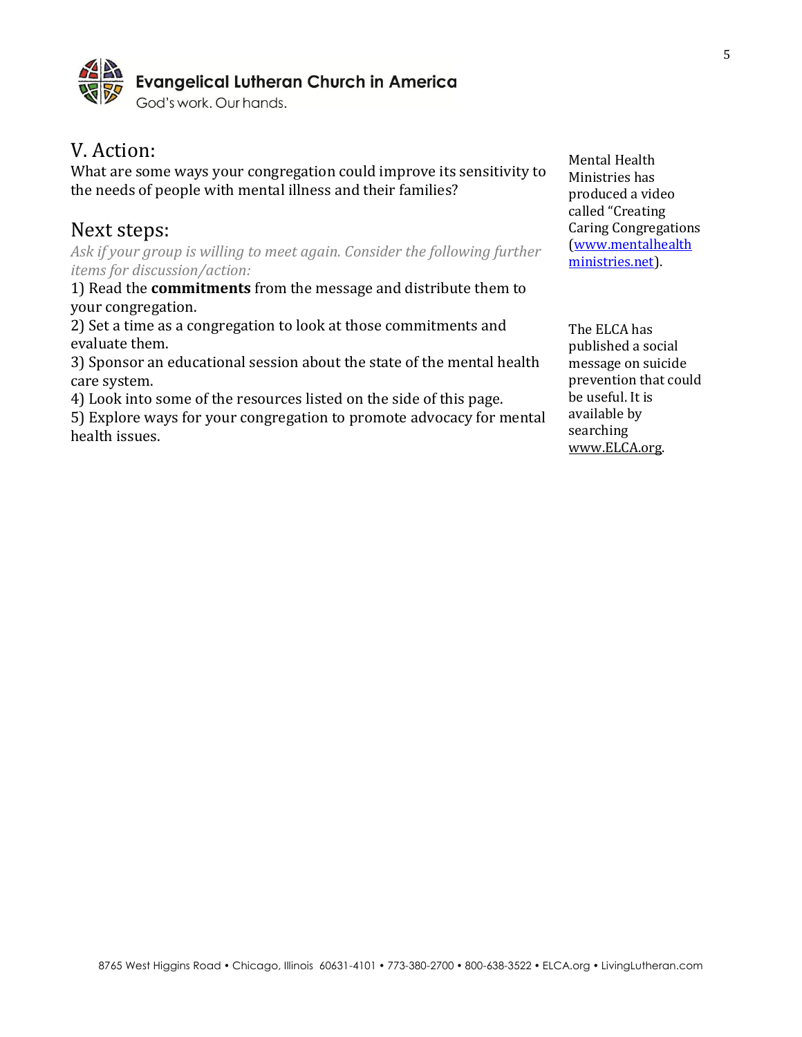## V. Action:

What are some ways your congregation could improve its sensitivity to the needs of people with mental illness and their families?

## Next steps:

*Ask if your group is willing to meet again. Consider the following further items for discussion/action:*

1) Read the **commitments** from the message and distribute them to your congregation.
2) Set a time as a congregation to look at those commitments and evaluate them.
3) Sponsor an educational session about the state of the mental health care system.
4) Look into some of the resources listed on the side of this page.
5) Explore ways for your congregation to promote advocacy for mental health issues.

Mental Health Ministries has produced a video called "Creating Caring Congregations (www.mentalhealthministries.net).

The ELCA has published a social message on suicide prevention that could be useful. It is available by searching www.ELCA.org.